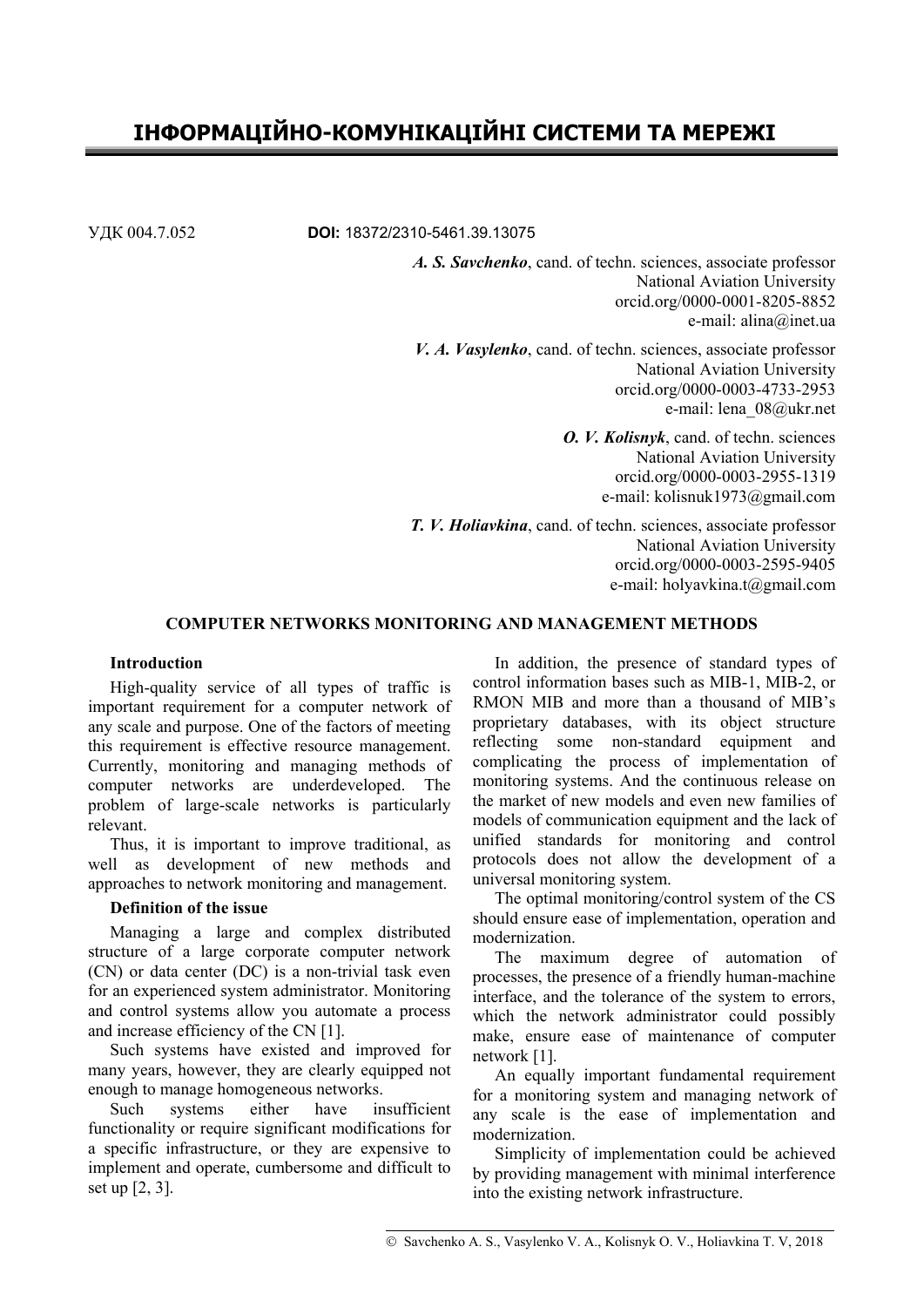# ІНФОРМАЦІЙНО-КОМУНІКАЦІЙНІ СИСТЕМИ ТА МЕРЕЖІ

УДК 004.7.052 **DOI:** 18372/2310-5461.39.13075

***A. S. Savchenko***, cand. of techn. sciences, associate professor
National Aviation University
orcid.org/0000-0001-8205-8852
e-mail: alina@inet.ua

***V. A. Vasylenko***, cand. of techn. sciences, associate professor
National Aviation University
orcid.org/0000-0003-4733-2953
e-mail: lena_08@ukr.net

***O. V. Kolisnyk***, cand. of techn. sciences
National Aviation University
orcid.org/0000-0003-2955-1319
e-mail: kolisnuk1973@gmail.com

***T. V. Holiavkina***, cand. of techn. sciences, associate professor
National Aviation University
orcid.org/0000-0003-2595-9405
e-mail: holyavkina.t@gmail.com

## COMPUTER NETWORKS MONITORING AND MANAGEMENT METHODS

### Introduction

High-quality service of all types of traffic is important requirement for a computer network of any scale and purpose. One of the factors of meeting this requirement is effective resource management. Currently, monitoring and managing methods of computer networks are underdeveloped. The problem of large-scale networks is particularly relevant.

Thus, it is important to improve traditional, as well as development of new methods and approaches to network monitoring and management.

### Definition of the issue

Managing a large and complex distributed structure of a large corporate computer network (CN) or data center (DC) is a non-trivial task even for an experienced system administrator. Monitoring and control systems allow you automate a process and increase efficiency of the CN [1].

Such systems have existed and improved for many years, however, they are clearly equipped not enough to manage homogeneous networks.

Such systems either have insufficient functionality or require significant modifications for a specific infrastructure, or they are expensive to implement and operate, cumbersome and difficult to set up [2, 3].

In addition, the presence of standard types of control information bases such as MIB-1, MIB-2, or RMON MIB and more than a thousand of MIB's proprietary databases, with its object structure reflecting some non-standard equipment and complicating the process of implementation of monitoring systems. And the continuous release on the market of new models and even new families of models of communication equipment and the lack of unified standards for monitoring and control protocols does not allow the development of a universal monitoring system.

The optimal monitoring/control system of the CS should ensure ease of implementation, operation and modernization.

The maximum degree of automation of processes, the presence of a friendly human-machine interface, and the tolerance of the system to errors, which the network administrator could possibly make, ensure ease of maintenance of computer network [1].

An equally important fundamental requirement for a monitoring system and managing network of any scale is the ease of implementation and modernization.

Simplicity of implementation could be achieved by providing management with minimal interference into the existing network infrastructure.

© Savchenko A. S., Vasylenko V. A., Kolisnyk O. V., Holiavkina T. V, 2018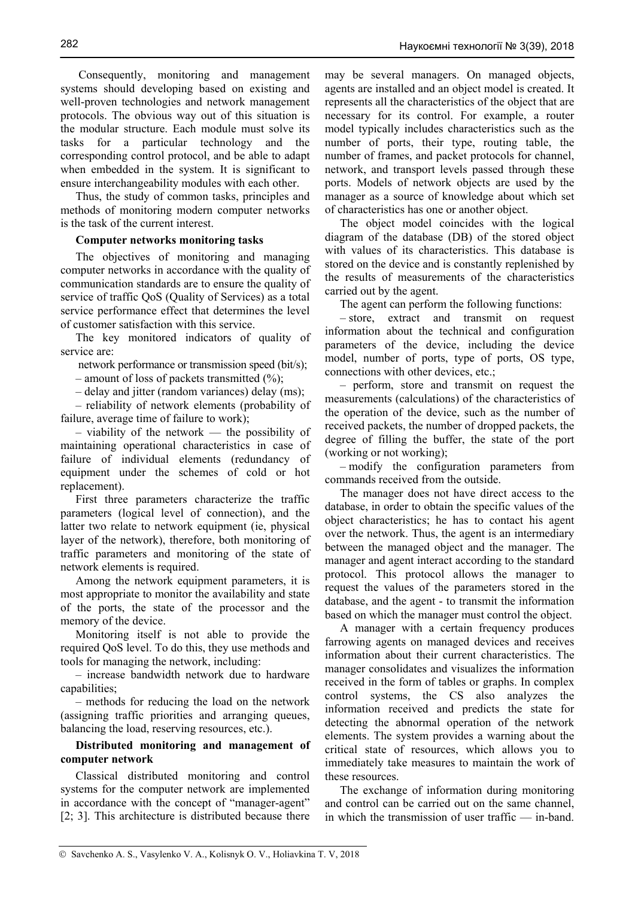Consequently, monitoring and management systems should developing based on existing and well-proven technologies and network management protocols. The obvious way out of this situation is the modular structure. Each module must solve its tasks for a particular technology and the corresponding control protocol, and be able to adapt when embedded in the system. It is significant to ensure interchangeability modules with each other.

Thus, the study of common tasks, principles and methods of monitoring modern computer networks is the task of the current interest.

**Computer networks monitoring tasks**

The objectives of monitoring and managing computer networks in accordance with the quality of communication standards are to ensure the quality of service of traffic QoS (Quality of Services) as a total service performance effect that determines the level of customer satisfaction with this service.

The key monitored indicators of quality of service are:

network performance or transmission speed (bit/s);

– amount of loss of packets transmitted (%);

– delay and jitter (random variances) delay (ms);

– reliability of network elements (probability of failure, average time of failure to work);

– viability of the network — the possibility of maintaining operational characteristics in case of failure of individual elements (redundancy of equipment under the schemes of cold or hot replacement).

First three parameters characterize the traffic parameters (logical level of connection), and the latter two relate to network equipment (ie, physical layer of the network), therefore, both monitoring of traffic parameters and monitoring of the state of network elements is required.

Among the network equipment parameters, it is most appropriate to monitor the availability and state of the ports, the state of the processor and the memory of the device.

Monitoring itself is not able to provide the required QoS level. To do this, they use methods and tools for managing the network, including:

– increase bandwidth network due to hardware capabilities;

– methods for reducing the load on the network (assigning traffic priorities and arranging queues, balancing the load, reserving resources, etc.).

**Distributed monitoring and management of computer network**

Classical distributed monitoring and control systems for the computer network are implemented in accordance with the concept of "manager-agent" [2; 3]. This architecture is distributed because there may be several managers. On managed objects, agents are installed and an object model is created. It represents all the characteristics of the object that are necessary for its control. For example, a router model typically includes characteristics such as the number of ports, their type, routing table, the number of frames, and packet protocols for channel, network, and transport levels passed through these ports. Models of network objects are used by the manager as a source of knowledge about which set of characteristics has one or another object.

The object model coincides with the logical diagram of the database (DB) of the stored object with values of its characteristics. This database is stored on the device and is constantly replenished by the results of measurements of the characteristics carried out by the agent.

The agent can perform the following functions:

– store, extract and transmit on request information about the technical and configuration parameters of the device, including the device model, number of ports, type of ports, OS type, connections with other devices, etc.;

– perform, store and transmit on request the measurements (calculations) of the characteristics of the operation of the device, such as the number of received packets, the number of dropped packets, the degree of filling the buffer, the state of the port (working or not working);

– modify the configuration parameters from commands received from the outside.

The manager does not have direct access to the database, in order to obtain the specific values of the object characteristics; he has to contact his agent over the network. Thus, the agent is an intermediary between the managed object and the manager. The manager and agent interact according to the standard protocol. This protocol allows the manager to request the values of the parameters stored in the database, and the agent - to transmit the information based on which the manager must control the object.

A manager with a certain frequency produces farrowing agents on managed devices and receives information about their current characteristics. The manager consolidates and visualizes the information received in the form of tables or graphs. In complex control systems, the CS also analyzes the information received and predicts the state for detecting the abnormal operation of the network elements. The system provides a warning about the critical state of resources, which allows you to immediately take measures to maintain the work of these resources.

The exchange of information during monitoring and control can be carried out on the same channel, in which the transmission of user traffic — in-band.

© Savchenko A. S., Vasylenko V. A., Kolisnyk O. V., Holiavkina T. V, 2018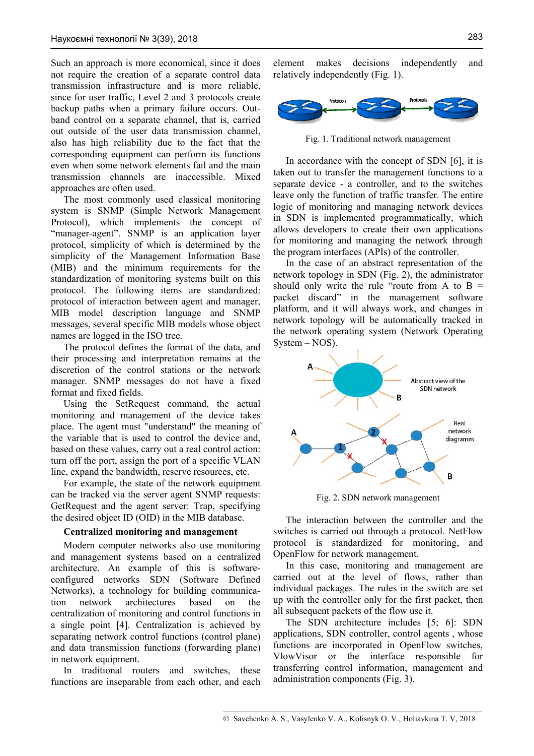Such an approach is more economical, since it does not require the creation of a separate control data transmission infrastructure and is more reliable, since for user traffic, Level 2 and 3 protocols create backup paths when a primary failure occurs. Out-band control on a separate channel, that is, carried out outside of the user data transmission channel, also has high reliability due to the fact that the corresponding equipment can perform its functions even when some network elements fail and the main transmission channels are inaccessible. Mixed approaches are often used.

The most commonly used classical monitoring system is SNMP (Simple Network Management Protocol), which implements the concept of "manager-agent". SNMP is an application layer protocol, simplicity of which is determined by the simplicity of the Management Information Base (MIB) and the minimum requirements for the standardization of monitoring systems built on this protocol. The following items are standardized: protocol of interaction between agent and manager, MIB model description language and SNMP messages, several specific MIB models whose object names are logged in the ISO tree.

The protocol defines the format of the data, and their processing and interpretation remains at the discretion of the control stations or the network manager. SNMP messages do not have a fixed format and fixed fields.

Using the SetRequest command, the actual monitoring and management of the device takes place. The agent must "understand" the meaning of the variable that is used to control the device and, based on these values, carry out a real control action: turn off the port, assign the port of a specific VLAN line, expand the bandwidth, reserve resources, etc.

For example, the state of the network equipment can be tracked via the server agent SNMP requests: GetRequest and the agent server: Trap, specifying the desired object ID (OID) in the MIB database.

### Centralized monitoring and management

Modern computer networks also use monitoring and management systems based on a centralized architecture. An example of this is software-configured networks SDN (Software Defined Networks), a technology for building communication network architectures based on the centralization of monitoring and control functions in a single point [4]. Centralization is achieved by separating network control functions (control plane) and data transmission functions (forwarding plane) in network equipment.

In traditional routers and switches, these functions are inseparable from each other, and each element makes decisions independently and relatively independently (Fig. 1).

Fig. 1. Traditional network management

In accordance with the concept of SDN [6], it is taken out to transfer the management functions to a separate device - a controller, and to the switches leave only the function of traffic transfer. The entire logic of monitoring and managing network devices in SDN is implemented programmatically, which allows developers to create their own applications for monitoring and managing the network through the program interfaces (APIs) of the controller.

In the case of an abstract representation of the network topology in SDN (Fig. 2), the administrator should only write the rule "route from A to B = packet discard" in the management software platform, and it will always work, and changes in network topology will be automatically tracked in the network operating system (Network Operating System – NOS).

Fig. 2. SDN network management

The interaction between the controller and the switches is carried out through a protocol. NetFlow protocol is standardized for monitoring, and OpenFlow for network management.

In this case, monitoring and management are carried out at the level of flows, rather than individual packages. The rules in the switch are set up with the controller only for the first packet, then all subsequent packets of the flow use it.

The SDN architecture includes [5; 6]: SDN applications, SDN controller, control agents , whose functions are incorporated in OpenFlow switches, VlowVisor or the interface responsible for transferring control information, management and administration components (Fig. 3).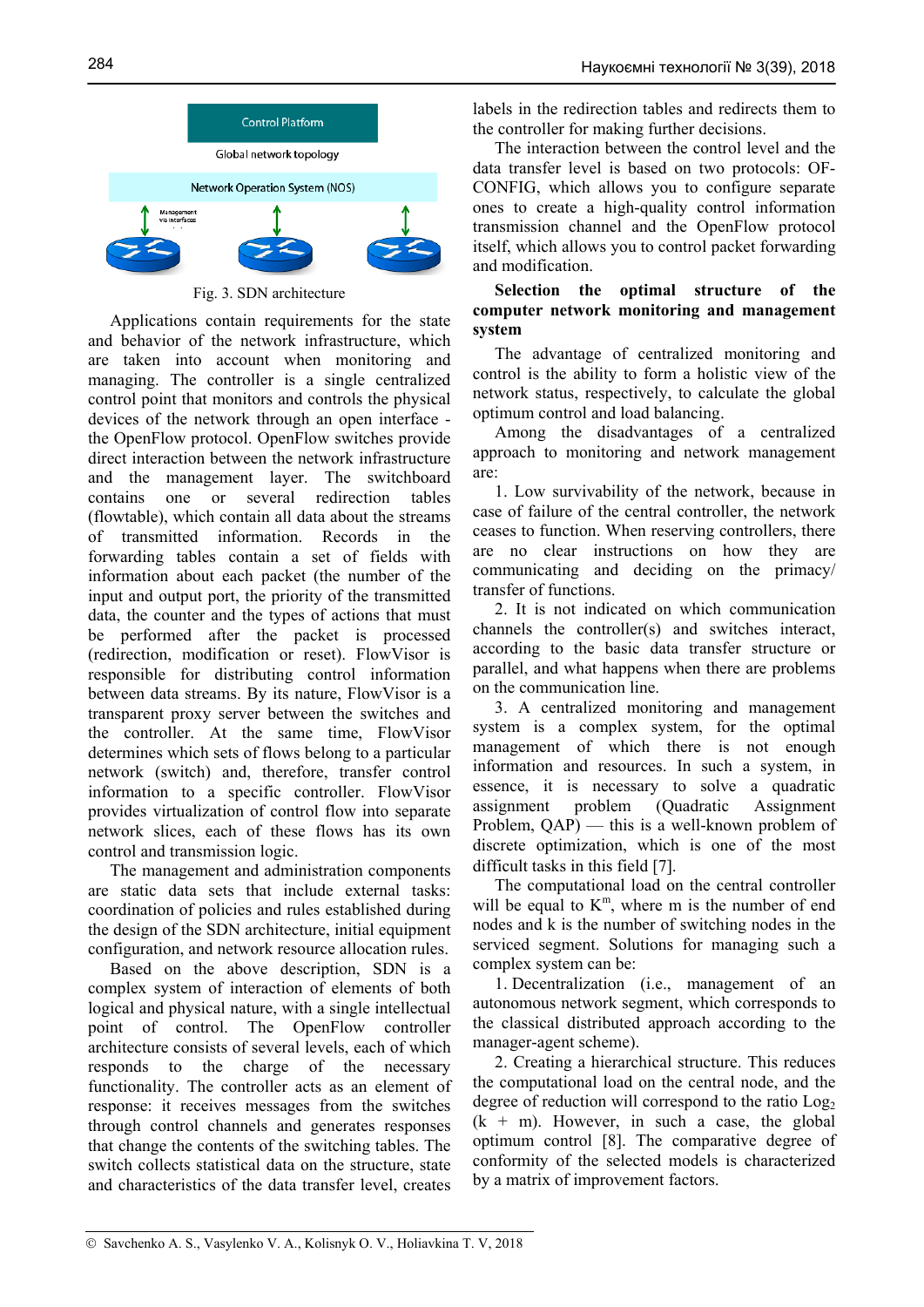Fig. 3. SDN architecture

Applications contain requirements for the state and behavior of the network infrastructure, which are taken into account when monitoring and managing. The controller is a single centralized control point that monitors and controls the physical devices of the network through an open interface - the OpenFlow protocol. OpenFlow switches provide direct interaction between the network infrastructure and the management layer. The switchboard contains one or several redirection tables (flowtable), which contain all data about the streams of transmitted information. Records in the forwarding tables contain a set of fields with information about each packet (the number of the input and output port, the priority of the transmitted data, the counter and the types of actions that must be performed after the packet is processed (redirection, modification or reset). FlowVisor is responsible for distributing control information between data streams. By its nature, FlowVisor is a transparent proxy server between the switches and the controller. At the same time, FlowVisor determines which sets of flows belong to a particular network (switch) and, therefore, transfer control information to a specific controller. FlowVisor provides virtualization of control flow into separate network slices, each of these flows has its own control and transmission logic.

The management and administration components are static data sets that include external tasks: coordination of policies and rules established during the design of the SDN architecture, initial equipment configuration, and network resource allocation rules.

Based on the above description, SDN is a complex system of interaction of elements of both logical and physical nature, with a single intellectual point of control. The OpenFlow controller architecture consists of several levels, each of which responds to the charge of the necessary functionality. The controller acts as an element of response: it receives messages from the switches through control channels and generates responses that change the contents of the switching tables. The switch collects statistical data on the structure, state and characteristics of the data transfer level, creates labels in the redirection tables and redirects them to the controller for making further decisions.

The interaction between the control level and the data transfer level is based on two protocols: OF-CONFIG, which allows you to configure separate ones to create a high-quality control information transmission channel and the OpenFlow protocol itself, which allows you to control packet forwarding and modification.

**Selection the optimal structure of the computer network monitoring and management system**

The advantage of centralized monitoring and control is the ability to form a holistic view of the network status, respectively, to calculate the global optimum control and load balancing.

Among the disadvantages of a centralized approach to monitoring and network management are:

1. Low survivability of the network, because in case of failure of the central controller, the network ceases to function. When reserving controllers, there are no clear instructions on how they are communicating and deciding on the primacy/ transfer of functions.

2. It is not indicated on which communication channels the controller(s) and switches interact, according to the basic data transfer structure or parallel, and what happens when there are problems on the communication line.

3. A centralized monitoring and management system is a complex system, for the optimal management of which there is not enough information and resources. In such a system, in essence, it is necessary to solve a quadratic assignment problem (Quadratic Assignment Problem, QAP) — this is a well-known problem of discrete optimization, which is one of the most difficult tasks in this field [7].

The computational load on the central controller will be equal to $K^m$, where m is the number of end nodes and k is the number of switching nodes in the serviced segment. Solutions for managing such a complex system can be:

1. Decentralization (i.e., management of an autonomous network segment, which corresponds to the classical distributed approach according to the manager-agent scheme).

2. Creating a hierarchical structure. This reduces the computational load on the central node, and the degree of reduction will correspond to the ratio $\mathrm{Log}_2$ (k + m). However, in such a case, the global optimum control [8]. The comparative degree of conformity of the selected models is characterized by a matrix of improvement factors.

© Savchenko A. S., Vasylenko V. A., Kolisnyk O. V., Holiavkina T. V, 2018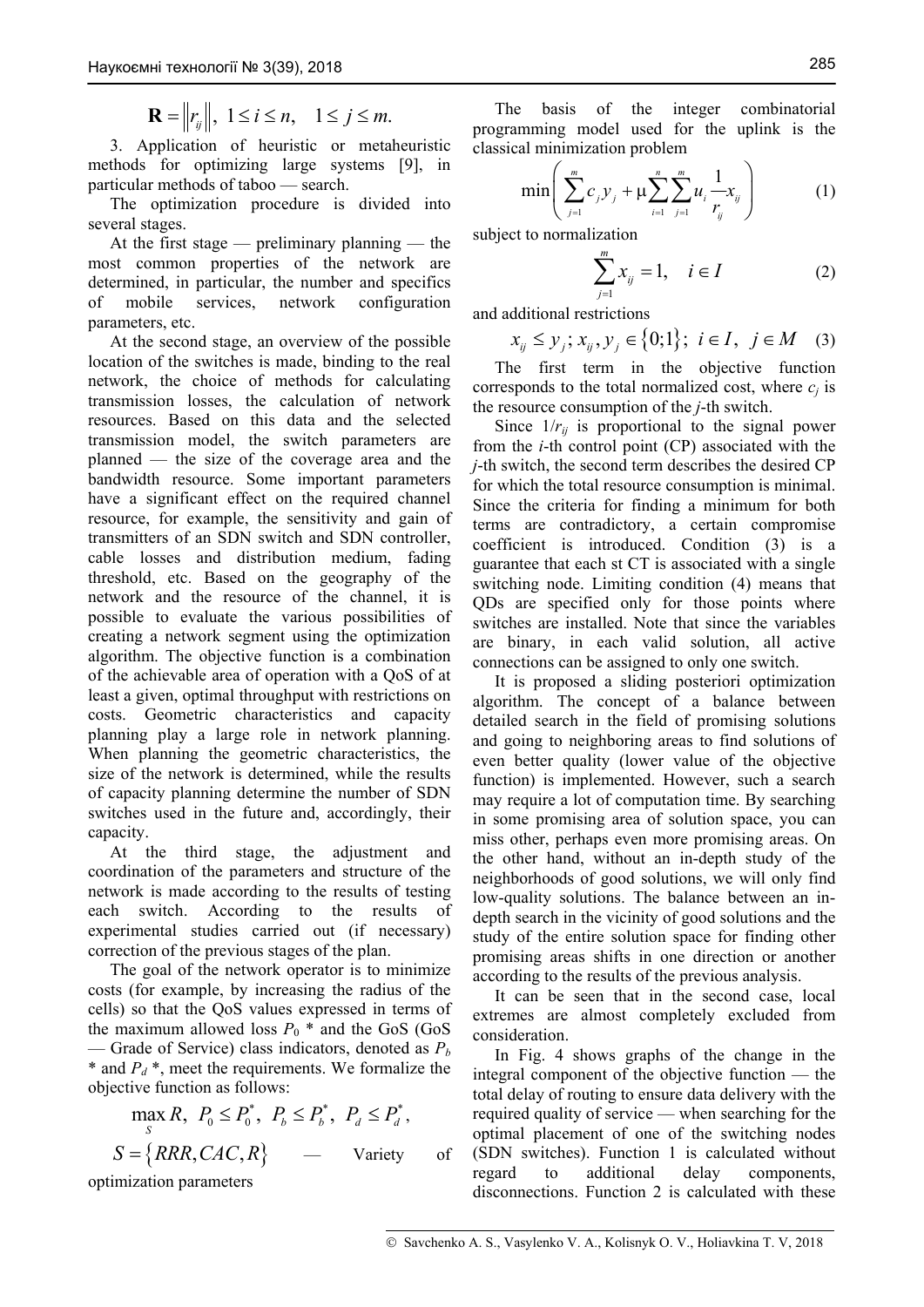$$\mathbf{R} = \left\| r_{ij} \right\|, \; 1 \le i \le n, \quad 1 \le j \le m.$$

3. Application of heuristic or metaheuristic methods for optimizing large systems [9], in particular methods of taboo — search.

The optimization procedure is divided into several stages.

At the first stage — preliminary planning — the most common properties of the network are determined, in particular, the number and specifics of mobile services, network configuration parameters, etc.

At the second stage, an overview of the possible location of the switches is made, binding to the real network, the choice of methods for calculating transmission losses, the calculation of network resources. Based on this data and the selected transmission model, the switch parameters are planned — the size of the coverage area and the bandwidth resource. Some important parameters have a significant effect on the required channel resource, for example, the sensitivity and gain of transmitters of an SDN switch and SDN controller, cable losses and distribution medium, fading threshold, etc. Based on the geography of the network and the resource of the channel, it is possible to evaluate the various possibilities of creating a network segment using the optimization algorithm. The objective function is a combination of the achievable area of operation with a QoS of at least a given, optimal throughput with restrictions on costs. Geometric characteristics and capacity planning play a large role in network planning. When planning the geometric characteristics, the size of the network is determined, while the results of capacity planning determine the number of SDN switches used in the future and, accordingly, their capacity.

At the third stage, the adjustment and coordination of the parameters and structure of the network is made according to the results of testing each switch. According to the results of experimental studies carried out (if necessary) correction of the previous stages of the plan.

The goal of the network operator is to minimize costs (for example, by increasing the radius of the cells) so that the QoS values expressed in terms of the maximum allowed loss $P_0$ * and the GoS (GoS — Grade of Service) class indicators, denoted as $P_b$ * and $P_d$ *, meet the requirements. We formalize the objective function as follows:

$$\max_S R, \; P_0 \le P_0^*, \; P_b \le P_b^*, \; P_d \le P_d^*,$$

$S = \{RRR, CAC, R\}$ — Variety of optimization parameters

The basis of the integer combinatorial programming model used for the uplink is the classical minimization problem

$$\min\left( \sum_{j=1}^{m} c_j y_j + \mu \sum_{i=1}^{n} \sum_{j=1}^{m} u_i \frac{1}{r_{ij}} x_{ij} \right) \tag{1}$$

subject to normalization

$$\sum_{j=1}^{m} x_{ij} = 1, \quad i \in I \tag{2}$$

and additional restrictions

$$x_{ij} \le y_j; \; x_{ij}, y_j \in \{0;1\}; \; i \in I, \; j \in M \tag{3}$$

The first term in the objective function corresponds to the total normalized cost, where $c_j$ is the resource consumption of the $j$-th switch.

Since $1/r_{ij}$ is proportional to the signal power from the $i$-th control point (CP) associated with the $j$-th switch, the second term describes the desired CP for which the total resource consumption is minimal. Since the criteria for finding a minimum for both terms are contradictory, a certain compromise coefficient is introduced. Condition (3) is a guarantee that each st CT is associated with a single switching node. Limiting condition (4) means that QDs are specified only for those points where switches are installed. Note that since the variables are binary, in each valid solution, all active connections can be assigned to only one switch.

It is proposed a sliding posteriori optimization algorithm. The concept of a balance between detailed search in the field of promising solutions and going to neighboring areas to find solutions of even better quality (lower value of the objective function) is implemented. However, such a search may require a lot of computation time. By searching in some promising area of solution space, you can miss other, perhaps even more promising areas. On the other hand, without an in-depth study of the neighborhoods of good solutions, we will only find low-quality solutions. The balance between an in-depth search in the vicinity of good solutions and the study of the entire solution space for finding other promising areas shifts in one direction or another according to the results of the previous analysis.

It can be seen that in the second case, local extremes are almost completely excluded from consideration.

In Fig. 4 shows graphs of the change in the integral component of the objective function — the total delay of routing to ensure data delivery with the required quality of service — when searching for the optimal placement of one of the switching nodes (SDN switches). Function 1 is calculated without regard to additional delay components, disconnections. Function 2 is calculated with these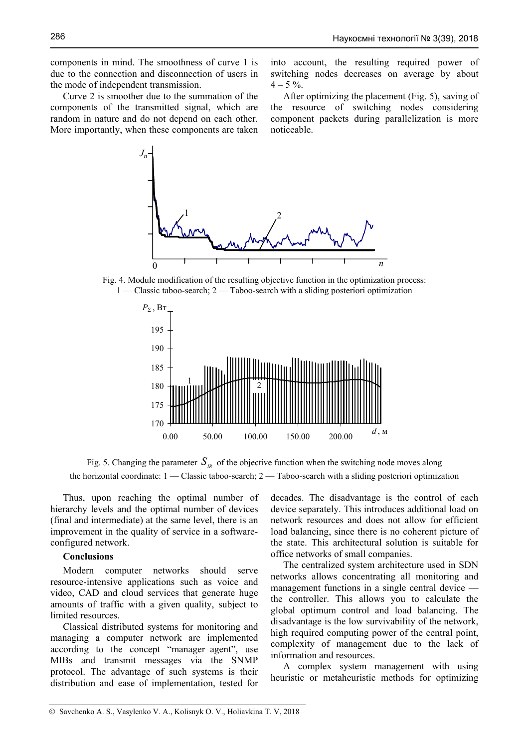components in mind. The smoothness of curve 1 is due to the connection and disconnection of users in the mode of independent transmission.

Curve 2 is smoother due to the summation of the components of the transmitted signal, which are random in nature and do not depend on each other. More importantly, when these components are taken into account, the resulting required power of switching nodes decreases on average by about 4 – 5 %.

After optimizing the placement (Fig. 5), saving of the resource of switching nodes considering component packets during parallelization is more noticeable.

Fig. 4. Module modification of the resulting objective function in the optimization process: 1 — Classic taboo-search; 2 — Taboo-search with a sliding posteriori optimization

Fig. 5. Changing the parameter $S_{IR}$ of the objective function when the switching node moves along the horizontal coordinate: 1 — Classic taboo-search; 2 — Taboo-search with a sliding posteriori optimization

Thus, upon reaching the optimal number of hierarchy levels and the optimal number of devices (final and intermediate) at the same level, there is an improvement in the quality of service in a software-configured network.

**Conclusions**

Modern computer networks should serve resource-intensive applications such as voice and video, CAD and cloud services that generate huge amounts of traffic with a given quality, subject to limited resources.

Classical distributed systems for monitoring and managing a computer network are implemented according to the concept "manager–agent", use MIBs and transmit messages via the SNMP protocol. The advantage of such systems is their distribution and ease of implementation, tested for decades. The disadvantage is the control of each device separately. This introduces additional load on network resources and does not allow for efficient load balancing, since there is no coherent picture of the state. This architectural solution is suitable for office networks of small companies.

The centralized system architecture used in SDN networks allows concentrating all monitoring and management functions in a single central device — the controller. This allows you to calculate the global optimum control and load balancing. The disadvantage is the low survivability of the network, high required computing power of the central point, complexity of management due to the lack of information and resources.

A complex system management with using heuristic or metaheuristic methods for optimizing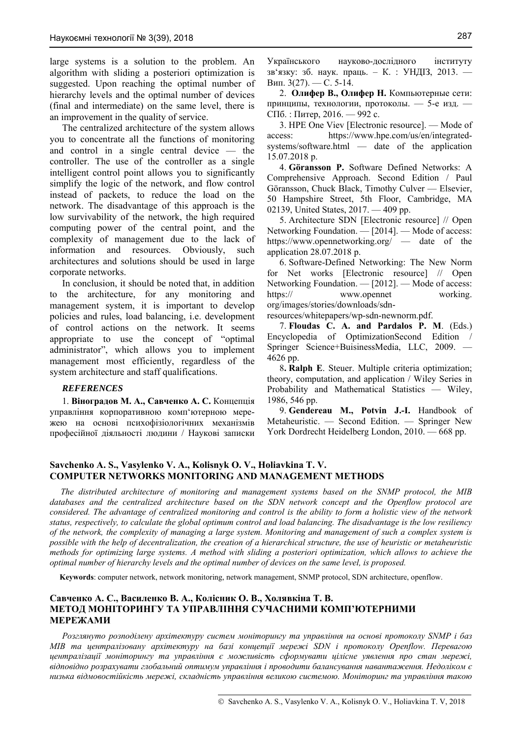large systems is a solution to the problem. An algorithm with sliding a posteriori optimization is suggested. Upon reaching the optimal number of hierarchy levels and the optimal number of devices (final and intermediate) on the same level, there is an improvement in the quality of service.

The centralized architecture of the system allows you to concentrate all the functions of monitoring and control in a single central device — the controller. The use of the controller as a single intelligent control point allows you to significantly simplify the logic of the network, and flow control instead of packets, to reduce the load on the network. The disadvantage of this approach is the low survivability of the network, the high required computing power of the central point, and the complexity of management due to the lack of information and resources. Obviously, such architectures and solutions should be used in large corporate networks.

In conclusion, it should be noted that, in addition to the architecture, for any monitoring and management system, it is important to develop policies and rules, load balancing, i.e. development of control actions on the network. It seems appropriate to use the concept of "optimal administrator", which allows you to implement management most efficiently, regardless of the system architecture and staff qualifications.

***REFERENCES***

1. **Віноградов М. А., Савченко А. С.** Концепція управління корпоративною комп'ютерною мережею на основі психофізіологічних механізмів професійної діяльності людини / Наукові записки Українського науково-дослідного інституту зв'язку: зб. наук. праць. – К. : УНДІЗ, 2013. — Вип. 3(27). — С. 5-14.

2. **Олифер В., Олифер Н.** Компьютерные сети: принципы, технологии, протоколы. — 5-е изд. — СПб. : Питер, 2016. — 992 с.

3. HPE One Viev [Electronic resource]. — Mode of access: https://www.hpe.com/us/en/integrated-systems/software.html — date of the application 15.07.2018 p.

4. **Göransson P.** Software Defined Networks: A Comprehensive Approach. Second Edition / Paul Göransson, Chuck Black, Timothy Culver — Elsevier, 50 Hampshire Street, 5th Floor, Cambridge, MA 02139, United States, 2017. — 409 pp.

5. Architecture SDN [Electronic resource] // Open Networking Foundation. — [2014]. — Mode of access: https://www.opennetworking.org/ — date of the application 28.07.2018 p.

6. Software-Defined Networking: The New Norm for Net works [Electronic resource] // Open Networking Foundation. — [2012]. — Mode of access: https:// www.opennet working. org/images/stories/downloads/sdn-resources/whitepapers/wp-sdn-newnorm.pdf.

7. **Floudas C. A. and Pardalos P. M**. (Eds.) Encyclopedia of OptimizationSecond Edition / Springer Science+BuisinessMedia, LLC, 2009. — 4626 pp.

8**. Ralph E**. Steuer. Multiple criteria optimization; theory, computation, and application / Wiley Series in Probability and Mathematical Statistics — Wiley, 1986, 546 pp.

9. **Gendereau M., Potvin J.-I.** Handbook of Metaheuristic. — Second Edition. — Springer New York Dordrecht Heidelberg London, 2010. — 668 pp.

**Savchenko A. S., Vasylenko V. A., Kolisnyk O. V., Holiavkina T. V.**
**COMPUTER NETWORKS MONITORING AND MANAGEMENT METHODS**

*The distributed architecture of monitoring and management systems based on the SNMP protocol, the MIB databases and the centralized architecture based on the SDN network concept and the Openflow protocol are considered. The advantage of centralized monitoring and control is the ability to form a holistic view of the network status, respectively, to calculate the global optimum control and load balancing. The disadvantage is the low resiliency of the network, the complexity of managing a large system. Monitoring and management of such a complex system is possible with the help of decentralization, the creation of a hierarchical structure, the use of heuristic or metaheuristic methods for optimizing large systems. A method with sliding a posteriori optimization, which allows to achieve the optimal number of hierarchy levels and the optimal number of devices on the same level, is proposed.*

**Keywords**: computer network, network monitoring, network management, SNMP protocol, SDN architecture, openflow.

**Савченко А. С., Василенко В. А., Колісник О. В., Холявкіна Т. В.**
**МЕТОД МОНІТОРИНГУ ТА УПРАВЛІННЯ СУЧАСНИМИ КОМП'ЮТЕРНИМИ МЕРЕЖАМИ**

*Розглянуто розподілену архітектуру систем моніторингу та управління на основі протоколу SNMP і баз MIB та централізовану архітектуру на базі концепції мережі SDN і протоколу Openflow. Перевагою централізації моніторингу та управління є можливість сформувати цілісне уявлення про стан мережі, відповідно розрахувати глобальний оптимум управління і проводити балансування навантаження. Недоліком є низька відмовостійкість мережі, складність управління великою системою. Моніторинг та управління такою*

© Savchenko A. S., Vasylenko V. A., Kolisnyk O. V., Holiavkina T. V, 2018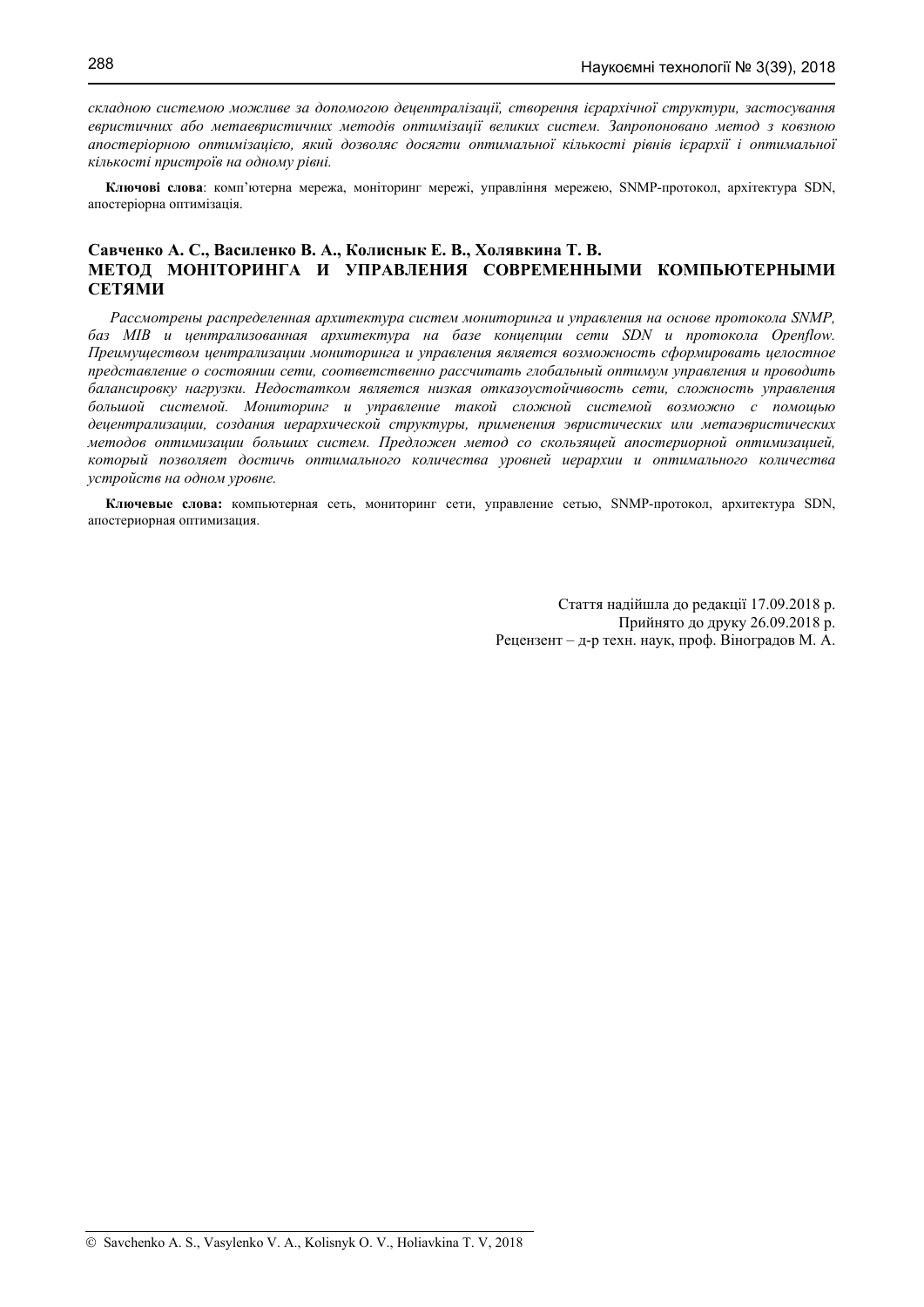*складною системою можливе за допомогою децентралізації, створення ієрархічної структури, застосування евристичних або метаевристичних методів оптимізації великих систем. Запропоновано метод з ковзною апостеріорною оптимізацією, який дозволяє досягти оптимальної кількості рівнів ієрархії і оптимальної кількості пристроїв на одному рівні.*

**Ключові слова**: комп'ютерна мережа, моніторинг мережі, управління мережею, SNMP-протокол, архітектура SDN, апостеріорна оптимізація.

**Савченко А. С., Василенко В. А., Колиснык Е. В., Холявкина Т. В.**
## МЕТОД МОНІТОРИНГА И УПРАВЛЕНИЯ СОВРЕМЕННЫМИ КОМПЬЮТЕРНЫМИ СЕТЯМИ

*Рассмотрены распределенная архитектура систем мониторинга и управления на основе протокола SNMP, баз MIB и централизованная архитектура на базе концепции сети SDN и протокола Openflow. Преимуществом централизации мониторинга и управления является возможность сформировать целостное представление о состоянии сети, соответственно рассчитать глобальный оптимум управления и проводить балансировку нагрузки. Недостатком является низкая отказоустойчивость сети, сложность управления большой системой. Мониторинг и управление такой сложной системой возможно с помощью децентрализации, создания иерархической структуры, применения эвристических или метаэвристических методов оптимизации больших систем. Предложен метод со скользящей апостериорной оптимизацией, который позволяет достичь оптимального количества уровней иерархии и оптимального количества устройств на одном уровне.*

**Ключевые слова:** компьютерная сеть, мониторинг сети, управление сетью, SNMP-протокол, архитектура SDN, апостериорная оптимизация.

Стаття надійшла до редакції 17.09.2018 р.
Прийнято до друку 26.09.2018 р.
Рецензент – д-р техн. наук, проф. Віноградов М. А.

© Savchenko A. S., Vasylenko V. A., Kolisnyk O. V., Holiavkina T. V, 2018